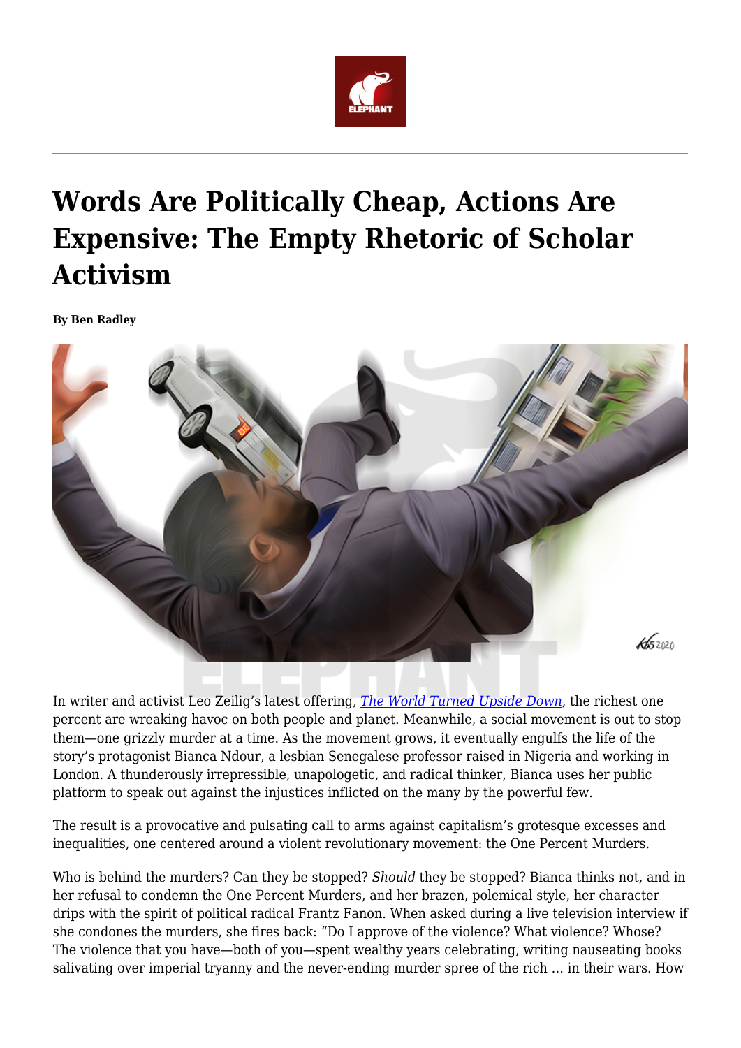# Words Are Politically Cheap, Actions Are Expensive: The Empty Rhetoric of Scholar Activism

**By Ben Radley**

In writer and activist Leo Zeilig's latest offering, *The World Turned Upside Down*, the richest one percent are wreaking havoc on both people and planet. Meanwhile, a social movement is out to stop them—one grizzly murder at a time. As the movement grows, it eventually engulfs the life of the story's protagonist Bianca Ndour, a lesbian Senegalese professor raised in Nigeria and working in London. A thunderously irrepressible, unapologetic, and radical thinker, Bianca uses her public platform to speak out against the injustices inflicted on the many by the powerful few.

The result is a provocative and pulsating call to arms against capitalism's grotesque excesses and inequalities, one centered around a violent revolutionary movement: the One Percent Murders.

Who is behind the murders? Can they be stopped? *Should* they be stopped? Bianca thinks not, and in her refusal to condemn the One Percent Murders, and her brazen, polemical style, her character drips with the spirit of political radical Frantz Fanon. When asked during a live television interview if she condones the murders, she fires back: "Do I approve of the violence? What violence? Whose? The violence that you have—both of you—spent wealthy years celebrating, writing nauseating books salivating over imperial tryanny and the never-ending murder spree of the rich … in their wars. How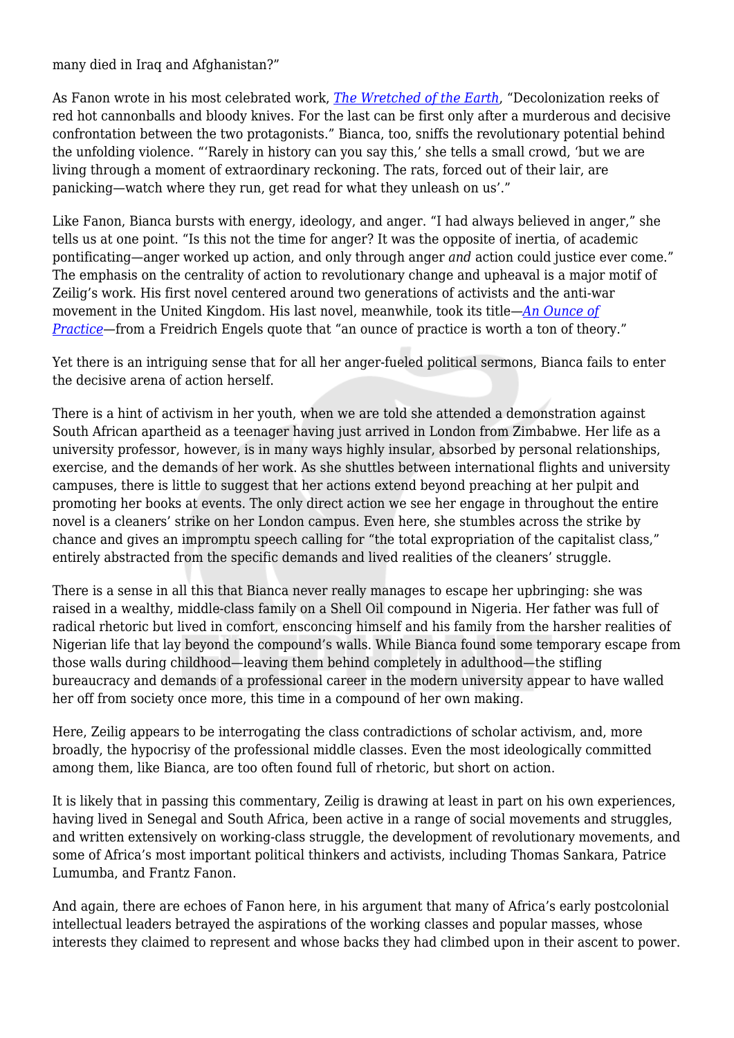many died in Iraq and Afghanistan?"

As Fanon wrote in his most celebrated work, *The Wretched of the Earth*, "Decolonization reeks of red hot cannonballs and bloody knives. For the last can be first only after a murderous and decisive confrontation between the two protagonists." Bianca, too, sniffs the revolutionary potential behind the unfolding violence. "'Rarely in history can you say this,' she tells a small crowd, 'but we are living through a moment of extraordinary reckoning. The rats, forced out of their lair, are panicking—watch where they run, get read for what they unleash on us'."

Like Fanon, Bianca bursts with energy, ideology, and anger. "I had always believed in anger," she tells us at one point. "Is this not the time for anger? It was the opposite of inertia, of academic pontificating—anger worked up action, and only through anger *and* action could justice ever come." The emphasis on the centrality of action to revolutionary change and upheaval is a major motif of Zeilig's work. His first novel centered around two generations of activists and the anti-war movement in the United Kingdom. His last novel, meanwhile, took its title—*An Ounce of Practice*—from a Freidrich Engels quote that "an ounce of practice is worth a ton of theory."

Yet there is an intriguing sense that for all her anger-fueled political sermons, Bianca fails to enter the decisive arena of action herself.

There is a hint of activism in her youth, when we are told she attended a demonstration against South African apartheid as a teenager having just arrived in London from Zimbabwe. Her life as a university professor, however, is in many ways highly insular, absorbed by personal relationships, exercise, and the demands of her work. As she shuttles between international flights and university campuses, there is little to suggest that her actions extend beyond preaching at her pulpit and promoting her books at events. The only direct action we see her engage in throughout the entire novel is a cleaners' strike on her London campus. Even here, she stumbles across the strike by chance and gives an impromptu speech calling for "the total expropriation of the capitalist class," entirely abstracted from the specific demands and lived realities of the cleaners' struggle.

There is a sense in all this that Bianca never really manages to escape her upbringing: she was raised in a wealthy, middle-class family on a Shell Oil compound in Nigeria. Her father was full of radical rhetoric but lived in comfort, ensconcing himself and his family from the harsher realities of Nigerian life that lay beyond the compound's walls. While Bianca found some temporary escape from those walls during childhood—leaving them behind completely in adulthood—the stifling bureaucracy and demands of a professional career in the modern university appear to have walled her off from society once more, this time in a compound of her own making.

Here, Zeilig appears to be interrogating the class contradictions of scholar activism, and, more broadly, the hypocrisy of the professional middle classes. Even the most ideologically committed among them, like Bianca, are too often found full of rhetoric, but short on action.

It is likely that in passing this commentary, Zeilig is drawing at least in part on his own experiences, having lived in Senegal and South Africa, been active in a range of social movements and struggles, and written extensively on working-class struggle, the development of revolutionary movements, and some of Africa's most important political thinkers and activists, including Thomas Sankara, Patrice Lumumba, and Frantz Fanon.

And again, there are echoes of Fanon here, in his argument that many of Africa's early postcolonial intellectual leaders betrayed the aspirations of the working classes and popular masses, whose interests they claimed to represent and whose backs they had climbed upon in their ascent to power.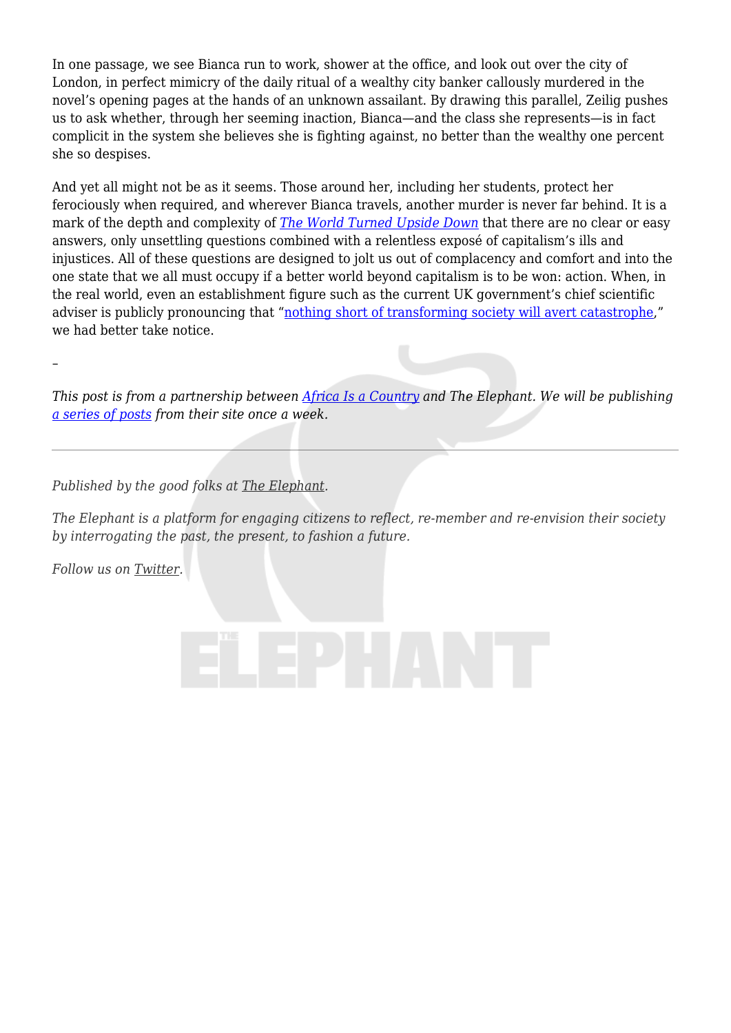In one passage, we see Bianca run to work, shower at the office, and look out over the city of London, in perfect mimicry of the daily ritual of a wealthy city banker callously murdered in the novel's opening pages at the hands of an unknown assailant. By drawing this parallel, Zeilig pushes us to ask whether, through her seeming inaction, Bianca—and the class she represents—is in fact complicit in the system she believes she is fighting against, no better than the wealthy one percent she so despises.

And yet all might not be as it seems. Those around her, including her students, protect her ferociously when required, and wherever Bianca travels, another murder is never far behind. It is a mark of the depth and complexity of *The World Turned Upside Down* that there are no clear or easy answers, only unsettling questions combined with a relentless exposé of capitalism's ills and injustices. All of these questions are designed to jolt us out of complacency and comfort and into the one state that we all must occupy if a better world beyond capitalism is to be won: action. When, in the real world, even an establishment figure such as the current UK government's chief scientific adviser is publicly pronouncing that "nothing short of transforming society will avert catastrophe," we had better take notice.

–

*This post is from a partnership between Africa Is a Country and The Elephant. We will be publishing a series of posts from their site once a week.*

---

*Published by the good folks at The Elephant.*

*The Elephant is a platform for engaging citizens to reflect, re-member and re-envision their society by interrogating the past, the present, to fashion a future.*

*Follow us on Twitter.*